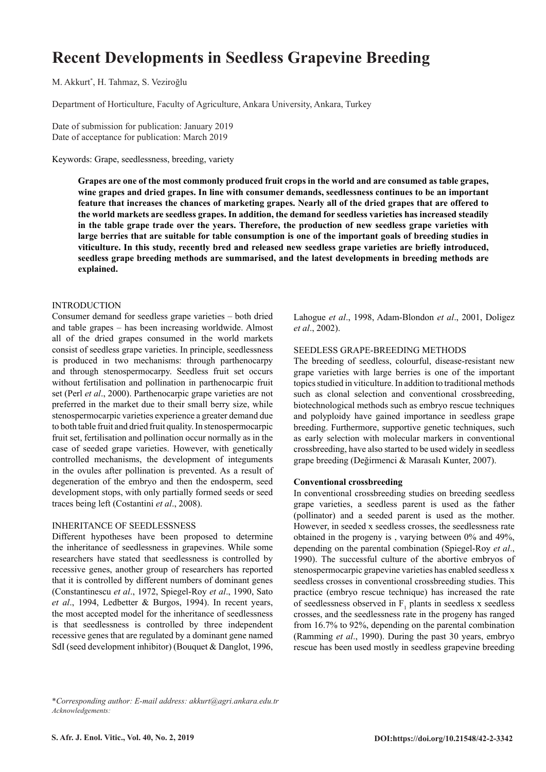# Recent Developments in Seedless Grapevine Breeding

M. Akkurt*, H. Tahmaz, S. Veziroğlu

Department of Horticulture, Faculty of Agriculture, Ankara University, Ankara, Turkey

Date of submission for publication: January 2019
Date of acceptance for publication: March 2019

Keywords: Grape, seedlessness, breeding, variety

**Grapes are one of the most commonly produced fruit crops in the world and are consumed as table grapes, wine grapes and dried grapes. In line with consumer demands, seedlessness continues to be an important feature that increases the chances of marketing grapes. Nearly all of the dried grapes that are offered to the world markets are seedless grapes. In addition, the demand for seedless varieties has increased steadily in the table grape trade over the years. Therefore, the production of new seedless grape varieties with large berries that are suitable for table consumption is one of the important goals of breeding studies in viticulture. In this study, recently bred and released new seedless grape varieties are briefly introduced, seedless grape breeding methods are summarised, and the latest developments in breeding methods are explained.**

## INTRODUCTION

Consumer demand for seedless grape varieties – both dried and table grapes – has been increasing worldwide. Almost all of the dried grapes consumed in the world markets consist of seedless grape varieties. In principle, seedlessness is produced in two mechanisms: through parthenocarpy and through stenospermocarpy. Seedless fruit set occurs without fertilisation and pollination in parthenocarpic fruit set (Perl *et al*., 2000). Parthenocarpic grape varieties are not preferred in the market due to their small berry size, while stenospermocarpic varieties experience a greater demand due to both table fruit and dried fruit quality. In stenospermocarpic fruit set, fertilisation and pollination occur normally as in the case of seeded grape varieties. However, with genetically controlled mechanisms, the development of integuments in the ovules after pollination is prevented. As a result of degeneration of the embryo and then the endosperm, seed development stops, with only partially formed seeds or seed traces being left (Costantini *et al*., 2008).

## INHERITANCE OF SEEDLESSNESS

Different hypotheses have been proposed to determine the inheritance of seedlessness in grapevines. While some researchers have stated that seedlessness is controlled by recessive genes, another group of researchers has reported that it is controlled by different numbers of dominant genes (Constantinescu *et al*., 1972, Spiegel-Roy *et al*., 1990, Sato *et al*., 1994, Ledbetter & Burgos, 1994). In recent years, the most accepted model for the inheritance of seedlessness is that seedlessness is controlled by three independent recessive genes that are regulated by a dominant gene named SdI (seed development inhibitor) (Bouquet & Danglot, 1996, Lahogue *et al*., 1998, Adam-Blondon *et al*., 2001, Doligez *et al*., 2002).

## SEEDLESS GRAPE-BREEDING METHODS

The breeding of seedless, colourful, disease-resistant new grape varieties with large berries is one of the important topics studied in viticulture. In addition to traditional methods such as clonal selection and conventional crossbreeding, biotechnological methods such as embryo rescue techniques and polyploidy have gained importance in seedless grape breeding. Furthermore, supportive genetic techniques, such as early selection with molecular markers in conventional crossbreeding, have also started to be used widely in seedless grape breeding (Değirmenci & Marasalı Kunter, 2007).

### Conventional crossbreeding

In conventional crossbreeding studies on breeding seedless grape varieties, a seedless parent is used as the father (pollinator) and a seeded parent is used as the mother. However, in seeded x seedless crosses, the seedlessness rate obtained in the progeny is , varying between 0% and 49%, depending on the parental combination (Spiegel-Roy *et al*., 1990). The successful culture of the abortive embryos of stenospermocarpic grapevine varieties has enabled seedless x seedless crosses in conventional crossbreeding studies. This practice (embryo rescue technique) has increased the rate of seedlessness observed in $F_1$ plants in seedless x seedless crosses, and the seedlessness rate in the progeny has ranged from 16.7% to 92%, depending on the parental combination (Ramming *et al*., 1990). During the past 30 years, embryo rescue has been used mostly in seedless grapevine breeding

*Corresponding author: E-mail address: akkurt@agri.ankara.edu.tr
*Acknowledgements:*

DOI:https://doi.org/10.21548/42-2-3342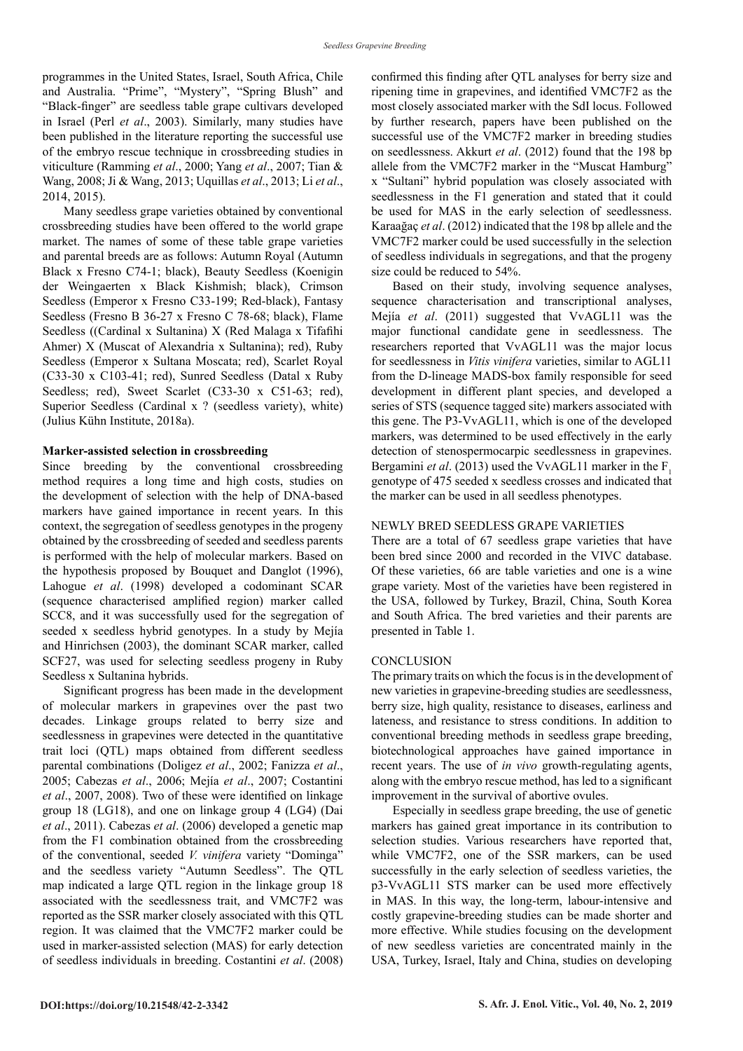programmes in the United States, Israel, South Africa, Chile and Australia. "Prime", "Mystery", "Spring Blush" and "Black-finger" are seedless table grape cultivars developed in Israel (Perl *et al*., 2003). Similarly, many studies have been published in the literature reporting the successful use of the embryo rescue technique in crossbreeding studies in viticulture (Ramming *et al*., 2000; Yang *et al*., 2007; Tian & Wang, 2008; Ji & Wang, 2013; Uquillas *et al*., 2013; Li *et al*., 2014, 2015).

Many seedless grape varieties obtained by conventional crossbreeding studies have been offered to the world grape market. The names of some of these table grape varieties and parental breeds are as follows: Autumn Royal (Autumn Black x Fresno C74-1; black), Beauty Seedless (Koenigin der Weingaerten x Black Kishmish; black), Crimson Seedless (Emperor x Fresno C33-199; Red-black), Fantasy Seedless (Fresno B 36-27 x Fresno C 78-68; black), Flame Seedless ((Cardinal x Sultanina) X (Red Malaga x Tifafihi Ahmer) X (Muscat of Alexandria x Sultanina); red), Ruby Seedless (Emperor x Sultana Moscata; red), Scarlet Royal (C33-30 x C103-41; red), Sunred Seedless (Datal x Ruby Seedless; red), Sweet Scarlet (C33-30 x C51-63; red), Superior Seedless (Cardinal x ? (seedless variety), white) (Julius Kühn Institute, 2018a).

**Marker-assisted selection in crossbreeding**

Since breeding by the conventional crossbreeding method requires a long time and high costs, studies on the development of selection with the help of DNA-based markers have gained importance in recent years. In this context, the segregation of seedless genotypes in the progeny obtained by the crossbreeding of seeded and seedless parents is performed with the help of molecular markers. Based on the hypothesis proposed by Bouquet and Danglot (1996), Lahogue *et al*. (1998) developed a codominant SCAR (sequence characterised amplified region) marker called SCC8, and it was successfully used for the segregation of seeded x seedless hybrid genotypes. In a study by Mejía and Hinrichsen (2003), the dominant SCAR marker, called SCF27, was used for selecting seedless progeny in Ruby Seedless x Sultanina hybrids.

Significant progress has been made in the development of molecular markers in grapevines over the past two decades. Linkage groups related to berry size and seedlessness in grapevines were detected in the quantitative trait loci (QTL) maps obtained from different seedless parental combinations (Doligez *et al*., 2002; Fanizza *et al*., 2005; Cabezas *et al*., 2006; Mejía *et al*., 2007; Costantini *et al*., 2007, 2008). Two of these were identified on linkage group 18 (LG18), and one on linkage group 4 (LG4) (Dai *et al*., 2011). Cabezas *et al*. (2006) developed a genetic map from the F1 combination obtained from the crossbreeding of the conventional, seeded *V. vinifera* variety "Dominga" and the seedless variety "Autumn Seedless". The QTL map indicated a large QTL region in the linkage group 18 associated with the seedlessness trait, and VMC7F2 was reported as the SSR marker closely associated with this QTL region. It was claimed that the VMC7F2 marker could be used in marker-assisted selection (MAS) for early detection of seedless individuals in breeding. Costantini *et al*. (2008) confirmed this finding after QTL analyses for berry size and ripening time in grapevines, and identified VMC7F2 as the most closely associated marker with the SdI locus. Followed by further research, papers have been published on the successful use of the VMC7F2 marker in breeding studies on seedlessness. Akkurt *et al*. (2012) found that the 198 bp allele from the VMC7F2 marker in the "Muscat Hamburg" x "Sultani" hybrid population was closely associated with seedlessness in the F1 generation and stated that it could be used for MAS in the early selection of seedlessness. Karaağaç *et al*. (2012) indicated that the 198 bp allele and the VMC7F2 marker could be used successfully in the selection of seedless individuals in segregations, and that the progeny size could be reduced to 54%.

Based on their study, involving sequence analyses, sequence characterisation and transcriptional analyses, Mejía *et al*. (2011) suggested that VvAGL11 was the major functional candidate gene in seedlessness. The researchers reported that VvAGL11 was the major locus for seedlessness in *Vitis vinifera* varieties, similar to AGL11 from the D-lineage MADS-box family responsible for seed development in different plant species, and developed a series of STS (sequence tagged site) markers associated with this gene. The P3-VvAGL11, which is one of the developed markers, was determined to be used effectively in the early detection of stenospermocarpic seedlessness in grapevines. Bergamini *et al*. (2013) used the VvAGL11 marker in the $F_1$ genotype of 475 seeded x seedless crosses and indicated that the marker can be used in all seedless phenotypes.

## NEWLY BRED SEEDLESS GRAPE VARIETIES

There are a total of 67 seedless grape varieties that have been bred since 2000 and recorded in the VIVC database. Of these varieties, 66 are table varieties and one is a wine grape variety. Most of the varieties have been registered in the USA, followed by Turkey, Brazil, China, South Korea and South Africa. The bred varieties and their parents are presented in Table 1.

## CONCLUSION

The primary traits on which the focus is in the development of new varieties in grapevine-breeding studies are seedlessness, berry size, high quality, resistance to diseases, earliness and lateness, and resistance to stress conditions. In addition to conventional breeding methods in seedless grape breeding, biotechnological approaches have gained importance in recent years. The use of *in vivo* growth-regulating agents, along with the embryo rescue method, has led to a significant improvement in the survival of abortive ovules.

Especially in seedless grape breeding, the use of genetic markers has gained great importance in its contribution to selection studies. Various researchers have reported that, while VMC7F2, one of the SSR markers, can be used successfully in the early selection of seedless varieties, the p3-VvAGL11 STS marker can be used more effectively in MAS. In this way, the long-term, labour-intensive and costly grapevine-breeding studies can be made shorter and more effective. While studies focusing on the development of new seedless varieties are concentrated mainly in the USA, Turkey, Israel, Italy and China, studies on developing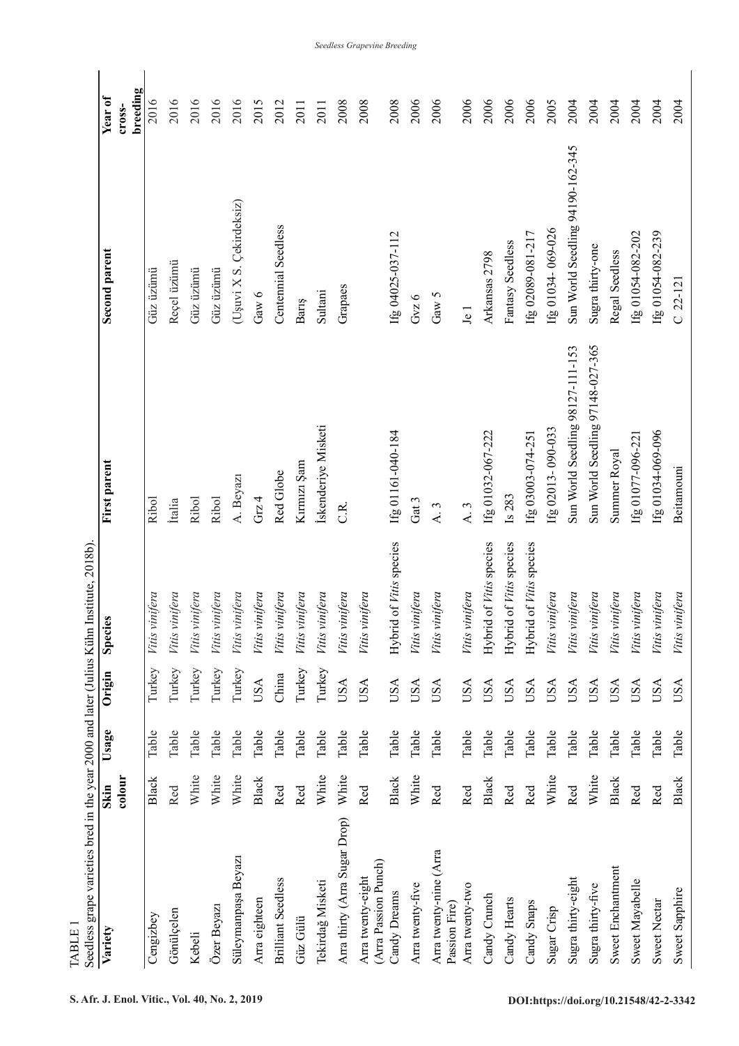TABLE 1

Seedless grape varieties bred in the year 2000 and later (Julius Kühn Institute, 2018b).

| Variety | Skin colour | Usage | Origin | Species | First parent | Second parent | Year of cross-breeding |
|---|---|---|---|---|---|---|---|
| Cengizbey | Black | Table | Turkey | *Vitis vinifera* | Ribol | Güz üzümü | 2016 |
| Gönülçelen | Red | Table | Turkey | *Vitis vinifera* | İtalia | Reçel üzümü | 2016 |
| Kebeli | White | Table | Turkey | *Vitis vinifera* | Ribol | Güz üzümü | 2016 |
| Özer Beyazı | White | Table | Turkey | *Vitis vinifera* | Ribol | Güz üzümü | 2016 |
| Süleymanpaşa Beyazı | White | Table | Turkey | *Vitis vinifera* | A. Beyazı | (Uşuvi X S. Çekirdeksiz) | 2016 |
| Arra eighteen | Black | Table | USA | *Vitis vinifera* | Grz 4 | Gaw 6 | 2015 |
| Brilliant Seedless | Red | Table | China | *Vitis vinifera* | Red Globe | Centennial Seedless | 2012 |
| Güz Gülü | Red | Table | Turkey | *Vitis vinifera* | Kırmızı Şam | Barış | 2011 |
| Tekirdağ Misketi | White | Table | Turkey | *Vitis vinifera* | İskenderiye Misketi | Sultani | 2011 |
| Arra thirty (Arra Sugar Drop) | White | Table | USA | *Vitis vinifera* | C.R. | Grapaes | 2008 |
| Arra twenty-eight (Arra Passion Punch) | Red | Table | USA | *Vitis vinifera* | | | 2008 |
| Candy Dreams | Black | Table | USA | Hybrid of *Vitis* species | Ifg 01161-040-184 | Ifg 04025-037-112 | 2008 |
| Arra twenty-five | White | Table | USA | *Vitis vinifera* | Gat 3 | Gvz 6 | 2006 |
| Arra twenty-nine (Arra Passion Fire) | Red | Table | USA | *Vitis vinifera* | A. 3 | Gaw 5 | 2006 |
| Arra twenty-two | Red | Table | USA | *Vitis vinifera* | A. 3 | Je 1 | 2006 |
| Candy Crunch | Black | Table | USA | Hybrid of *Vitis* species | Ifg 01032-067-222 | Arkansas 2798 | 2006 |
| Candy Hearts | Red | Table | USA | Hybrid of *Vitis* species | Is 283 | Fantasy Seedless | 2006 |
| Candy Snaps | Red | Table | USA | Hybrid of *Vitis* species | Ifg 03003-074-251 | Ifg 02089-081-217 | 2006 |
| Sugar Crisp | White | Table | USA | *Vitis vinifera* | Ifg 02013- 090-033 | Ifg 01034- 069-026 | 2005 |
| Sugra thirty-eight | Red | Table | USA | *Vitis vinifera* | Sun World Seedling 98127-111-153 | Sun World Seedling 94190-162-345 | 2004 |
| Sugra thirty-five | White | Table | USA | *Vitis vinifera* | Sun World Seedling 97148-027-365 | Sugra thirty-one | 2004 |
| Sweet Enchantment | Black | Table | USA | *Vitis vinifera* | Summer Royal | Regal Seedless | 2004 |
| Sweet Mayabelle | Red | Table | USA | *Vitis vinifera* | Ifg 01077-096-221 | Ifg 01054-082-202 | 2004 |
| Sweet Nectar | Red | Table | USA | *Vitis vinifera* | Ifg 01034-069-096 | Ifg 01054-082-239 | 2004 |
| Sweet Sapphire | Black | Table | USA | *Vitis vinifera* | Beitamouni | C 22-121 | 2004 |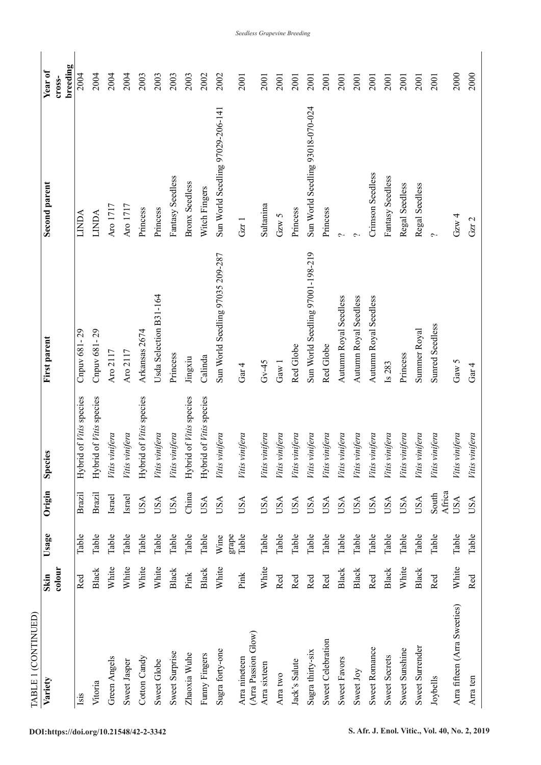TABLE 1 (CONTINUED)

| Variety | Skin colour | Usage | Origin | Species | First parent | Second parent | Year of cross-breeding |
|---|---|---|---|---|---|---|---|
| Isis | Red | Table | Brazil | Hybrid of *Vitis* species | Cnpuv 681- 29 | LINDA | 2004 |
| Vitoria | Black | Table | Brazil | Hybrid of *Vitis* species | Cnpuv 681- 29 | LINDA | 2004 |
| Green Angels | White | Table | Israel | *Vitis vinifera* | Aro 2117 | Aro 1717 | 2004 |
| Sweet Jasper | White | Table | Israel | *Vitis vinifera* | Aro 2117 | Aro 1717 | 2004 |
| Cotton Candy | White | Table | USA | Hybrid of *Vitis* species | Arkansas 2674 | Princess | 2003 |
| Sweet Globe | White | Table | USA | *Vitis vinifera* | Usda Selection B31-164 | Princess | 2003 |
| Sweet Surprise | Black | Table | USA | *Vitis vinifera* | Princess | Fantasy Seedless | 2003 |
| Zhaoxia Wuhe | Pink | Table | China | Hybrid of *Vitis* species | Jingxiu | Bronx Seedless | 2003 |
| Funny Fingers | Black | Table | USA | Hybrid of *Vitis* species | Calinda | Witch Fingers | 2002 |
| Sugra forty-one | White | Wine grape | USA | *Vitis vinifera* | Sun World Seedling 97035 209-287 | Sun World Seedling 97029-206-141 | 2002 |
| Arra nineteen (Arra Passion Glow) | Pink | Table | USA | *Vitis vinifera* | Gar 4 | Gzr 1 | 2001 |
| Arra sixteen | White | Table | USA | *Vitis vinifera* | Gv-45 | Sultanina | 2001 |
| Arra two | Red | Table | USA | *Vitis vinifera* | Gaw 1 | Gzw 5 | 2001 |
| Jack's Salute | Red | Table | USA | *Vitis vinifera* | Red Globe | Princess | 2001 |
| Sugra thirty-six | Red | Table | USA | *Vitis vinifera* | Sun World Seedling 97001-198-219 | Sun World Seedling 93018-070-024 | 2001 |
| Sweet Celebration | Red | Table | USA | *Vitis vinifera* | Red Globe | Princess | 2001 |
| Sweet Favors | Black | Table | USA | *Vitis vinifera* | Autumn Royal Seedless | ? | 2001 |
| Sweet Joy | Black | Table | USA | *Vitis vinifera* | Autumn Royal Seedless | ? | 2001 |
| Sweet Romance | Red | Table | USA | *Vitis vinifera* | Autumn Royal Seedless | Crimson Seedless | 2001 |
| Sweet Secrets | Black | Table | USA | *Vitis vinifera* | Is 283 | Fantasy Seedless | 2001 |
| Sweet Sunshine | White | Table | USA | *Vitis vinifera* | Princess | Regal Seedless | 2001 |
| Sweet Surrender | Black | Table | USA | *Vitis vinifera* | Summer Royal | Regal Seedless | 2001 |
| Joybells | Red | Table | South Africa | *Vitis vinifera* | Sunred Seedless | ? | 2001 |
| Arra fifteen (Arra Sweeties) | White | Table | USA | *Vitis vinifera* | Gaw 5 | Gzw 4 | 2000 |
| Arra ten | Red | Table | USA | *Vitis vinifera* | Gar 4 | Gzr 2 | 2000 |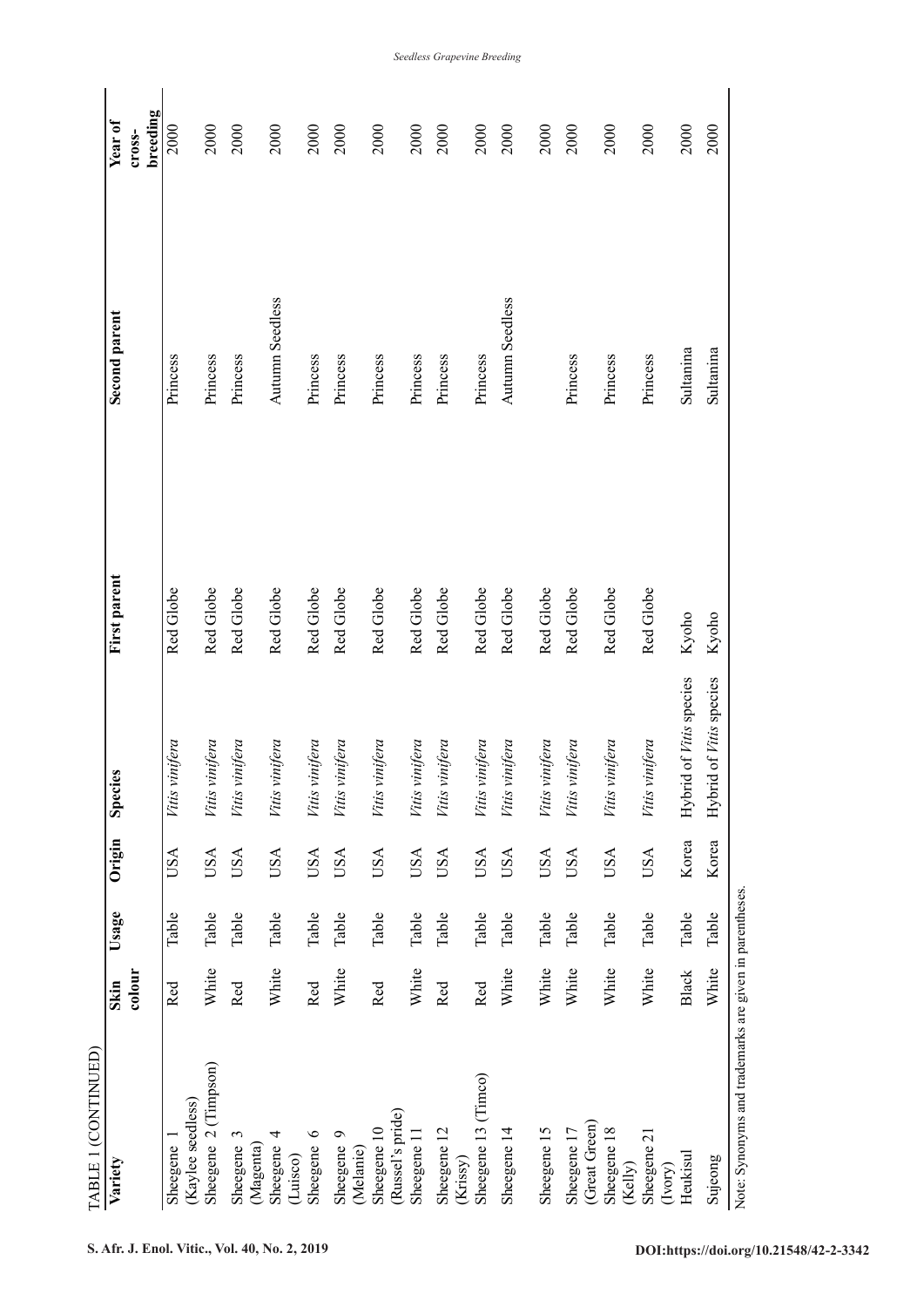TABLE 1 (CONTINUED)

| Variety | Skin colour | Usage | Origin | Species | First parent | Second parent | Year of cross-breeding |
|---|---|---|---|---|---|---|---|
| Sheegene 1 (Kaylee seedless) | Red | Table | USA | *Vitis vinifera* | Red Globe | Princess | 2000 |
| Sheegene 2 (Timpson) | White | Table | USA | *Vitis vinifera* | Red Globe | Princess | 2000 |
| Sheegene 3 (Magenta) | Red | Table | USA | *Vitis vinifera* | Red Globe | Princess | 2000 |
| Sheegene 4 (Luisco) | White | Table | USA | *Vitis vinifera* | Red Globe | Autumn Seedless | 2000 |
| Sheegene 6 | Red | Table | USA | *Vitis vinifera* | Red Globe | Princess | 2000 |
| Sheegene 9 (Melanie) | White | Table | USA | *Vitis vinifera* | Red Globe | Princess | 2000 |
| Sheegene 10 (Russel's pride) | Red | Table | USA | *Vitis vinifera* | Red Globe | Princess | 2000 |
| Sheegene 11 | White | Table | USA | *Vitis vinifera* | Red Globe | Princess | 2000 |
| Sheegene 12 (Krissy) | Red | Table | USA | *Vitis vinifera* | Red Globe | Princess | 2000 |
| Sheegene 13 (Timco) | Red | Table | USA | *Vitis vinifera* | Red Globe | Princess | 2000 |
| Sheegene 14 | White | Table | USA | *Vitis vinifera* | Red Globe | Autumn Seedless | 2000 |
| Sheegene 15 | White | Table | USA | *Vitis vinifera* | Red Globe | | 2000 |
| Sheegene 17 (Great Green) | White | Table | USA | *Vitis vinifera* | Red Globe | Princess | 2000 |
| Sheegene 18 (Kelly) | White | Table | USA | *Vitis vinifera* | Red Globe | Princess | 2000 |
| Sheegene 21 (Ivory) | White | Table | USA | *Vitis vinifera* | Red Globe | Princess | 2000 |
| Heukisul | Black | Table | Korea | Hybrid of *Vitis* species | Kyoho | Sultanina | 2000 |
| Sujeong | White | Table | Korea | Hybrid of *Vitis* species | Kyoho | Sultanina | 2000 |

Note: Synonyms and trademarks are given in parentheses.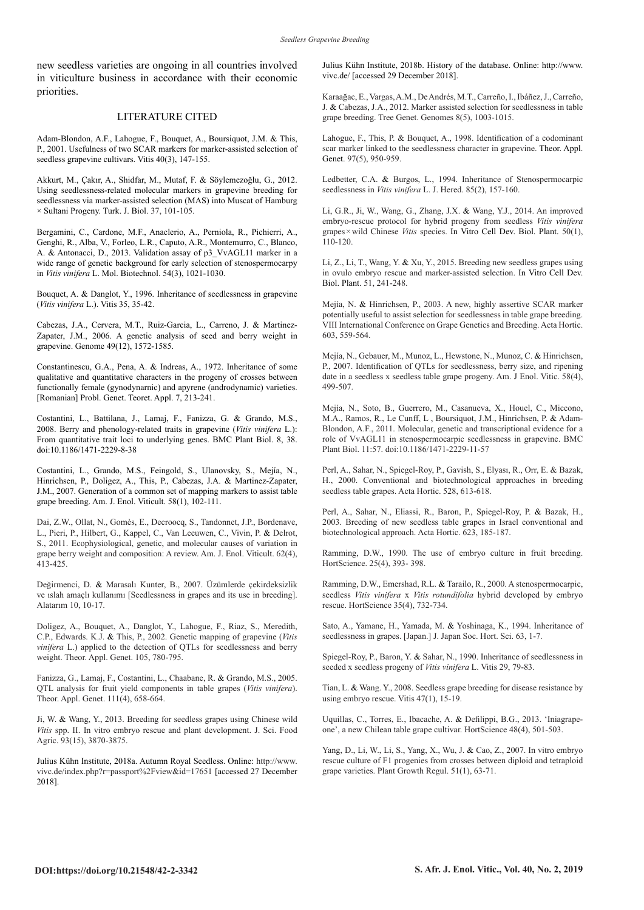new seedless varieties are ongoing in all countries involved in viticulture business in accordance with their economic priorities.

## LITERATURE CITED

Adam-Blondon, A.F., Lahogue, F., Bouquet, A., Boursiquot, J.M. & This, P., 2001. Usefulness of two SCAR markers for marker-assisted selection of seedless grapevine cultivars. Vitis 40(3), 147-155.

Akkurt, M., Çakır, A., Shidfar, M., Mutaf, F. & Söylemezoğlu, G., 2012. Using seedlessness-related molecular markers in grapevine breeding for seedlessness via marker-assisted selection (MAS) into Muscat of Hamburg × Sultani Progeny. Turk. J. Biol. 37, 101-105.

Bergamini, C., Cardone, M.F., Anaclerio, A., Perniola, R., Pichierri, A., Genghi, R., Alba, V., Forleo, L.R., Caputo, A.R., Montemurro, C., Blanco, A. & Antonacci, D., 2013. Validation assay of p3_VvAGL11 marker in a wide range of genetic background for early selection of stenospermocarpy in *Vitis vinifera* L. Mol. Biotechnol. 54(3), 1021-1030.

Bouquet, A. & Danglot, Y., 1996. Inheritance of seedlessness in grapevine (*Vitis vinifera* L.). Vitis 35, 35-42.

Cabezas, J.A., Cervera, M.T., Ruiz-Garcia, L., Carreno, J. & Martinez-Zapater, J.M., 2006. A genetic analysis of seed and berry weight in grapevine. Genome 49(12), 1572-1585.

Constantinescu, G.A., Pena, A. & Indreas, A., 1972. Inheritance of some qualitative and quantitative characters in the progeny of crosses between functionally female (gynodynarnic) and apyrene (androdynamic) varieties. [Romanian] Probl. Genet. Teoret. Appl. 7, 213-241.

Costantini, L., Battilana, J., Lamaj, F., Fanizza, G. & Grando, M.S., 2008. Berry and phenology-related traits in grapevine (*Vitis vinifera* L.): From quantitative trait loci to underlying genes. BMC Plant Biol. 8, 38. doi:10.1186/1471-2229-8-38

Costantini, L., Grando, M.S., Feingold, S., Ulanovsky, S., Mejía, N., Hinrichsen, P., Doligez, A., This, P., Cabezas, J.A. & Martinez-Zapater, J.M., 2007. Generation of a common set of mapping markers to assist table grape breeding. Am. J. Enol. Viticult. 58(1), 102-111.

Dai, Z.W., Ollat, N., Gomès, E., Decroocq, S., Tandonnet, J.P., Bordenave, L., Pieri, P., Hilbert, G., Kappel, C., Van Leeuwen, C., Vivin, P. & Delrot, S., 2011. Ecophysiological, genetic, and molecular causes of variation in grape berry weight and composition: A review. Am. J. Enol. Viticult. 62(4), 413-425.

Değirmenci, D. & Marasalı Kunter, B., 2007. Üzümlerde çekirdeksizlik ve ıslah amaçlı kullanımı [Seedlessness in grapes and its use in breeding]. Alatarım 10, 10-17.

Doligez, A., Bouquet, A., Danglot, Y., Lahogue, F., Riaz, S., Meredith, C.P., Edwards. K.J. & This, P., 2002. Genetic mapping of grapevine (*Vitis vinifera* L.) applied to the detection of QTLs for seedlessness and berry weight. Theor. Appl. Genet. 105, 780-795.

Fanizza, G., Lamaj, F., Costantini, L., Chaabane, R. & Grando, M.S., 2005. QTL analysis for fruit yield components in table grapes (*Vitis vinifera*). Theor. Appl. Genet. 111(4), 658-664.

Ji, W. & Wang, Y., 2013. Breeding for seedless grapes using Chinese wild *Vitis* spp. II. In vitro embryo rescue and plant development. J. Sci. Food Agric. 93(15), 3870-3875.

Julius Kühn Institute, 2018a. Autumn Royal Seedless. Online: http://www.vivc.de/index.php?r=passport%2Fview&id=17651 [accessed 27 December 2018].

Julius Kühn Institute, 2018b. History of the database. Online: http://www.vivc.de/ [accessed 29 December 2018].

Karaağac, E., Vargas, A.M., De Andrés, M.T., Carreño, I., Ibáñez, J., Carreño, J. & Cabezas, J.A., 2012. Marker assisted selection for seedlessness in table grape breeding. Tree Genet. Genomes 8(5), 1003-1015.

Lahogue, F., This, P. & Bouquet, A., 1998. Identification of a codominant scar marker linked to the seedlessness character in grapevine. Theor. Appl. Genet. 97(5), 950-959.

Ledbetter, C.A. & Burgos, L., 1994. Inheritance of Stenospermocarpic seedlessness in *Vitis vinifera* L. J. Hered. 85(2), 157-160.

Li, G.R., Ji, W., Wang, G., Zhang, J.X. & Wang, Y.J., 2014. An improved embryo-rescue protocol for hybrid progeny from seedless *Vitis vinifera* grapes × wild Chinese *Vitis* species. In Vitro Cell Dev. Biol. Plant. 50(1), 110-120.

Li, Z., Li, T., Wang, Y. & Xu, Y., 2015. Breeding new seedless grapes using in ovulo embryo rescue and marker-assisted selection. In Vitro Cell Dev. Biol. Plant. 51, 241-248.

Mejía, N. & Hinrichsen, P., 2003. A new, highly assertive SCAR marker potentially useful to assist selection for seedlessness in table grape breeding. VIII International Conference on Grape Genetics and Breeding. Acta Hortic. 603, 559-564.

Mejía, N., Gebauer, M., Munoz, L., Hewstone, N., Munoz, C. & Hinrichsen, P., 2007. Identification of QTLs for seedlessness, berry size, and ripening date in a seedless x seedless table grape progeny. Am. J Enol. Vitic. 58(4), 499-507.

Mejía, N., Soto, B., Guerrero, M., Casanueva, X., Houel, C., Miccono, M.A., Ramos, R., Le Cunff, L , Boursiquot, J.M., Hinrichsen, P. & Adam-Blondon, A.F., 2011. Molecular, genetic and transcriptional evidence for a role of VvAGL11 in stenospermocarpic seedlessness in grapevine. BMC Plant Biol. 11:57. doi:10.1186/1471-2229-11-57

Perl, A., Sahar, N., Spiegel-Roy, P., Gavish, S., Elyası, R., Orr, E. & Bazak, H., 2000. Conventional and biotechnological approaches in breeding seedless table grapes. Acta Hortic. 528, 613-618.

Perl, A., Sahar, N., Eliassi, R., Baron, P., Spiegel-Roy, P. & Bazak, H., 2003. Breeding of new seedless table grapes in Israel conventional and biotechnological approach. Acta Hortic. 623, 185-187.

Ramming, D.W., 1990. The use of embryo culture in fruit breeding. HortScience. 25(4), 393- 398.

Ramming, D.W., Emershad, R.L. & Tarailo, R., 2000. A stenospermocarpic, seedless *Vitis vinifera* x *Vitis rotundifolia* hybrid developed by embryo rescue. HortScience 35(4), 732-734.

Sato, A., Yamane, H., Yamada, M. & Yoshinaga, K., 1994. Inheritance of seedlessness in grapes. [Japan.] J. Japan Soc. Hort. Sci. 63, 1-7.

Spiegel-Roy, P., Baron, Y. & Sahar, N., 1990. Inheritance of seedlessness in seeded x seedless progeny of *Vitis vinifera* L. Vitis 29, 79-83.

Tian, L. & Wang. Y., 2008. Seedless grape breeding for disease resistance by using embryo rescue. Vitis 47(1), 15-19.

Uquillas, C., Torres, E., Ibacache, A. & Defilippi, B.G., 2013. 'Iniagrape-one', a new Chilean table grape cultivar. HortScience 48(4), 501-503.

Yang, D., Li, W., Li, S., Yang, X., Wu, J. & Cao, Z., 2007. In vitro embryo rescue culture of F1 progenies from crosses between diploid and tetraploid grape varieties. Plant Growth Regul. 51(1), 63-71.